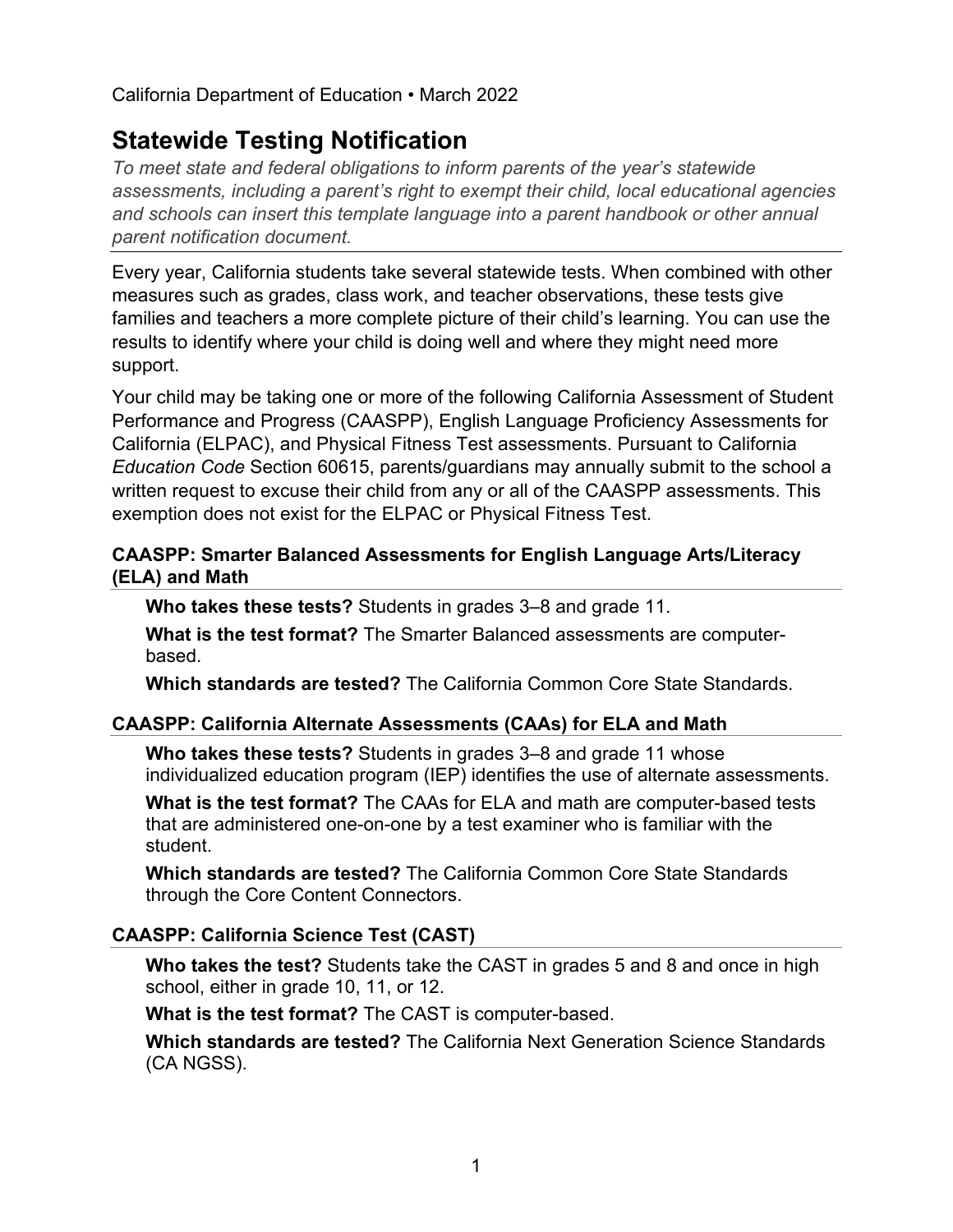California Department of Education • March 2022

# Statewide Testing Notification

*To meet state and federal obligations to inform parents of the year's statewide assessments, including a parent's right to exempt their child, local educational agencies and schools can insert this template language into a parent handbook or other annual parent notification document.*

---

Every year, California students take several statewide tests. When combined with other measures such as grades, class work, and teacher observations, these tests give families and teachers a more complete picture of their child's learning. You can use the results to identify where your child is doing well and where they might need more support.

Your child may be taking one or more of the following California Assessment of Student Performance and Progress (CAASPP), English Language Proficiency Assessments for California (ELPAC), and Physical Fitness Test assessments. Pursuant to California *Education Code* Section 60615, parents/guardians may annually submit to the school a written request to excuse their child from any or all of the CAASPP assessments. This exemption does not exist for the ELPAC or Physical Fitness Test.

### CAASPP: Smarter Balanced Assessments for English Language Arts/Literacy (ELA) and Math

**Who takes these tests?** Students in grades 3–8 and grade 11.

**What is the test format?** The Smarter Balanced assessments are computer-based.

**Which standards are tested?** The California Common Core State Standards.

### CAASPP: California Alternate Assessments (CAAs) for ELA and Math

**Who takes these tests?** Students in grades 3–8 and grade 11 whose individualized education program (IEP) identifies the use of alternate assessments.

**What is the test format?** The CAAs for ELA and math are computer-based tests that are administered one-on-one by a test examiner who is familiar with the student.

**Which standards are tested?** The California Common Core State Standards through the Core Content Connectors.

### CAASPP: California Science Test (CAST)

**Who takes the test?** Students take the CAST in grades 5 and 8 and once in high school, either in grade 10, 11, or 12.

**What is the test format?** The CAST is computer-based.

**Which standards are tested?** The California Next Generation Science Standards (CA NGSS).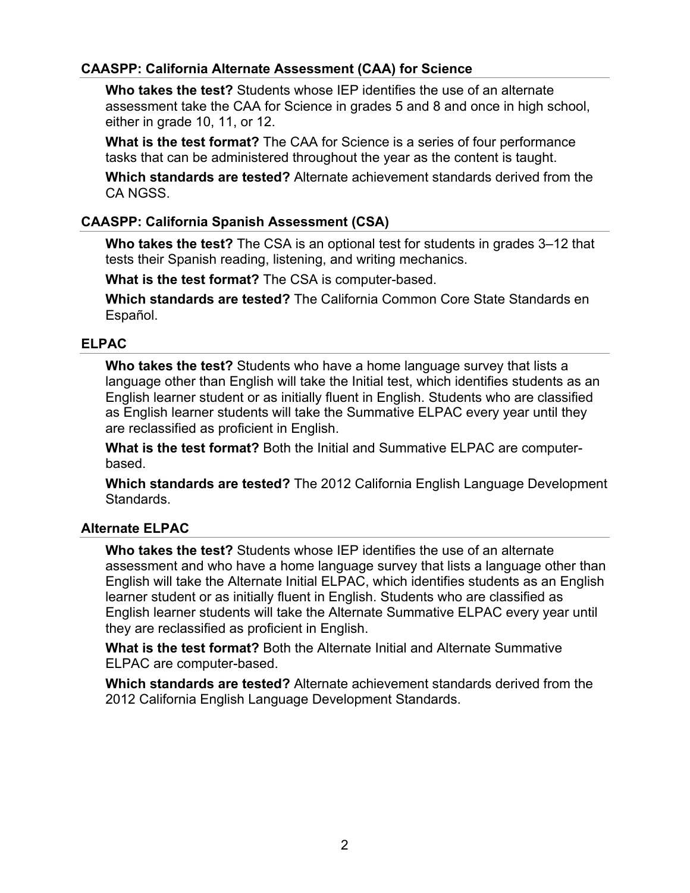### CAASPP: California Alternate Assessment (CAA) for Science

**Who takes the test?** Students whose IEP identifies the use of an alternate assessment take the CAA for Science in grades 5 and 8 and once in high school, either in grade 10, 11, or 12.

**What is the test format?** The CAA for Science is a series of four performance tasks that can be administered throughout the year as the content is taught.

**Which standards are tested?** Alternate achievement standards derived from the CA NGSS.

### CAASPP: California Spanish Assessment (CSA)

**Who takes the test?** The CSA is an optional test for students in grades 3–12 that tests their Spanish reading, listening, and writing mechanics.

**What is the test format?** The CSA is computer-based.

**Which standards are tested?** The California Common Core State Standards en Español.

### ELPAC

**Who takes the test?** Students who have a home language survey that lists a language other than English will take the Initial test, which identifies students as an English learner student or as initially fluent in English. Students who are classified as English learner students will take the Summative ELPAC every year until they are reclassified as proficient in English.

**What is the test format?** Both the Initial and Summative ELPAC are computer-based.

**Which standards are tested?** The 2012 California English Language Development Standards.

### Alternate ELPAC

**Who takes the test?** Students whose IEP identifies the use of an alternate assessment and who have a home language survey that lists a language other than English will take the Alternate Initial ELPAC, which identifies students as an English learner student or as initially fluent in English. Students who are classified as English learner students will take the Alternate Summative ELPAC every year until they are reclassified as proficient in English.

**What is the test format?** Both the Alternate Initial and Alternate Summative ELPAC are computer-based.

**Which standards are tested?** Alternate achievement standards derived from the 2012 California English Language Development Standards.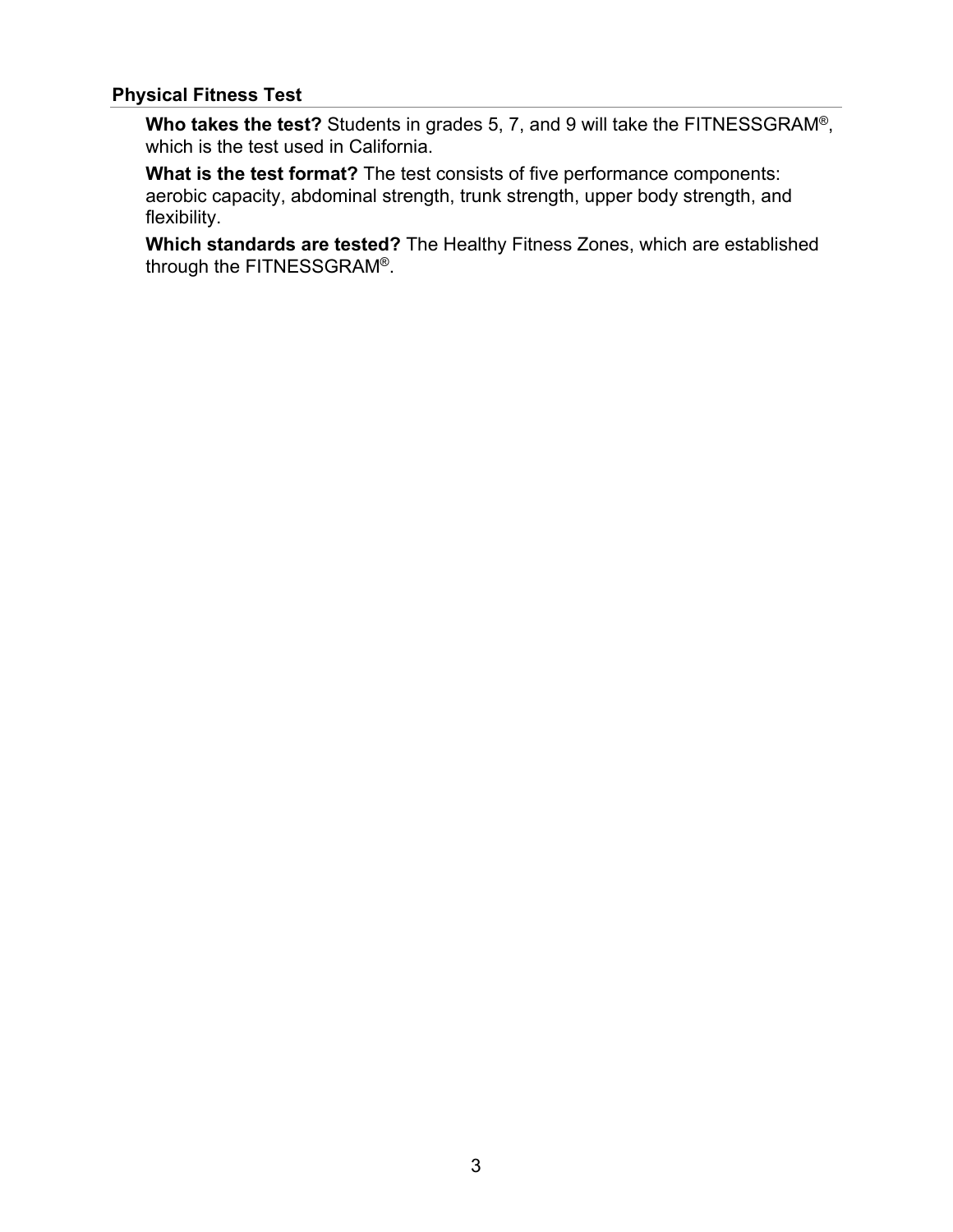### Physical Fitness Test

**Who takes the test?** Students in grades 5, 7, and 9 will take the FITNESSGRAM®, which is the test used in California.

**What is the test format?** The test consists of five performance components: aerobic capacity, abdominal strength, trunk strength, upper body strength, and flexibility.

**Which standards are tested?** The Healthy Fitness Zones, which are established through the FITNESSGRAM®.